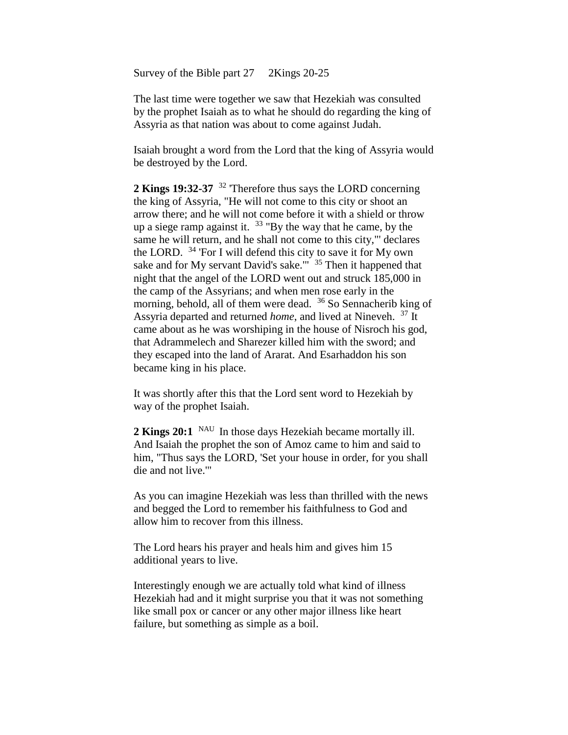Survey of the Bible part 27     2Kings 20-25

The last time were together we saw that Hezekiah was consulted by the prophet Isaiah as to what he should do regarding the king of Assyria as that nation was about to come against Judah.

Isaiah brought a word from the Lord that the king of Assyria would be destroyed by the Lord.

**2 Kings 19:32-37** [32] 'Therefore thus says the LORD concerning the king of Assyria, "He will not come to this city or shoot an arrow there; and he will not come before it with a shield or throw up a siege ramp against it. [33] "By the way that he came, by the same he will return, and he shall not come to this city,"' declares the LORD. [34] 'For I will defend this city to save it for My own sake and for My servant David's sake."' [35] Then it happened that night that the angel of the LORD went out and struck 185,000 in the camp of the Assyrians; and when men rose early in the morning, behold, all of them were dead. [36] So Sennacherib king of Assyria departed and returned *home*, and lived at Nineveh. [37] It came about as he was worshiping in the house of Nisroch his god, that Adrammelech and Sharezer killed him with the sword; and they escaped into the land of Ararat. And Esarhaddon his son became king in his place.

It was shortly after this that the Lord sent word to Hezekiah by way of the prophet Isaiah.

**2 Kings 20:1** [NAU] In those days Hezekiah became mortally ill. And Isaiah the prophet the son of Amoz came to him and said to him, "Thus says the LORD, 'Set your house in order, for you shall die and not live.'"

As you can imagine Hezekiah was less than thrilled with the news and begged the Lord to remember his faithfulness to God and allow him to recover from this illness.

The Lord hears his prayer and heals him and gives him 15 additional years to live.

Interestingly enough we are actually told what kind of illness Hezekiah had and it might surprise you that it was not something like small pox or cancer or any other major illness like heart failure, but something as simple as a boil.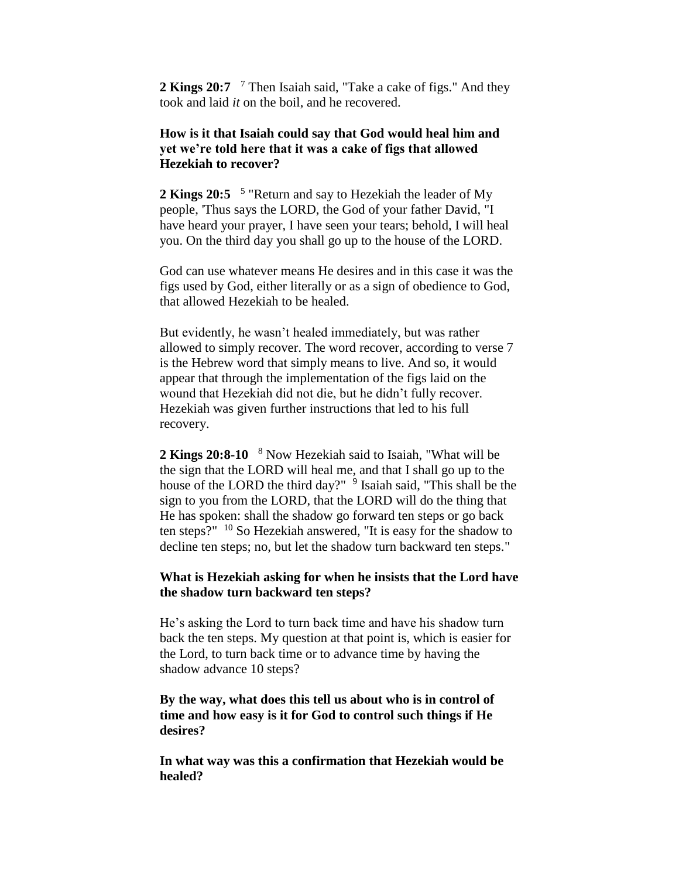**2 Kings 20:7** [7] Then Isaiah said, "Take a cake of figs." And they took and laid *it* on the boil, and he recovered.

**How is it that Isaiah could say that God would heal him and yet we're told here that it was a cake of figs that allowed Hezekiah to recover?**

**2 Kings 20:5** [5] "Return and say to Hezekiah the leader of My people, 'Thus says the LORD, the God of your father David, "I have heard your prayer, I have seen your tears; behold, I will heal you. On the third day you shall go up to the house of the LORD.

God can use whatever means He desires and in this case it was the figs used by God, either literally or as a sign of obedience to God, that allowed Hezekiah to be healed.

But evidently, he wasn't healed immediately, but was rather allowed to simply recover. The word recover, according to verse 7 is the Hebrew word that simply means to live. And so, it would appear that through the implementation of the figs laid on the wound that Hezekiah did not die, but he didn't fully recover. Hezekiah was given further instructions that led to his full recovery.

**2 Kings 20:8-10** [8] Now Hezekiah said to Isaiah, "What will be the sign that the LORD will heal me, and that I shall go up to the house of the LORD the third day?" [9] Isaiah said, "This shall be the sign to you from the LORD, that the LORD will do the thing that He has spoken: shall the shadow go forward ten steps or go back ten steps?" [10] So Hezekiah answered, "It is easy for the shadow to decline ten steps; no, but let the shadow turn backward ten steps."

**What is Hezekiah asking for when he insists that the Lord have the shadow turn backward ten steps?**

He's asking the Lord to turn back time and have his shadow turn back the ten steps. My question at that point is, which is easier for the Lord, to turn back time or to advance time by having the shadow advance 10 steps?

**By the way, what does this tell us about who is in control of time and how easy is it for God to control such things if He desires?**

**In what way was this a confirmation that Hezekiah would be healed?**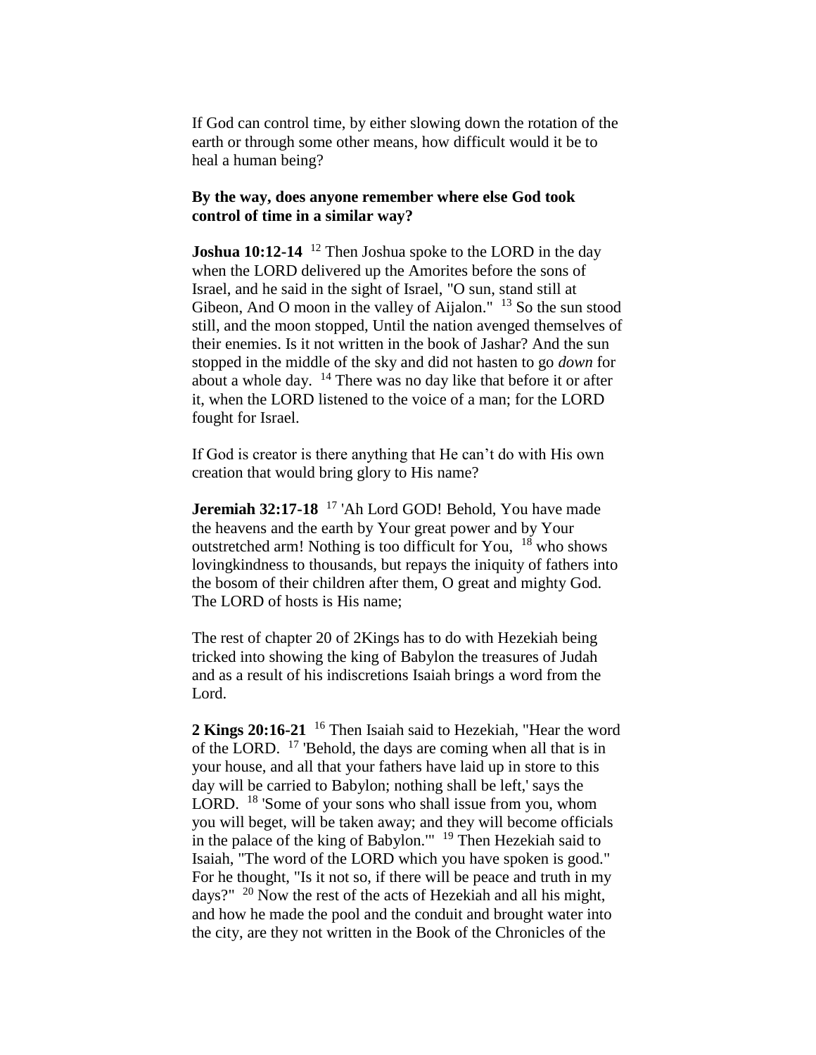If God can control time, by either slowing down the rotation of the earth or through some other means, how difficult would it be to heal a human being?

**By the way, does anyone remember where else God took control of time in a similar way?**

**Joshua 10:12-14** [12] Then Joshua spoke to the LORD in the day when the LORD delivered up the Amorites before the sons of Israel, and he said in the sight of Israel, "O sun, stand still at Gibeon, And O moon in the valley of Aijalon." [13] So the sun stood still, and the moon stopped, Until the nation avenged themselves of their enemies. Is it not written in the book of Jashar? And the sun stopped in the middle of the sky and did not hasten to go *down* for about a whole day. [14] There was no day like that before it or after it, when the LORD listened to the voice of a man; for the LORD fought for Israel.

If God is creator is there anything that He can't do with His own creation that would bring glory to His name?

**Jeremiah 32:17-18** [17] 'Ah Lord GOD! Behold, You have made the heavens and the earth by Your great power and by Your outstretched arm! Nothing is too difficult for You, [18] who shows lovingkindness to thousands, but repays the iniquity of fathers into the bosom of their children after them, O great and mighty God. The LORD of hosts is His name;

The rest of chapter 20 of 2Kings has to do with Hezekiah being tricked into showing the king of Babylon the treasures of Judah and as a result of his indiscretions Isaiah brings a word from the Lord.

**2 Kings 20:16-21** [16] Then Isaiah said to Hezekiah, "Hear the word of the LORD. [17] 'Behold, the days are coming when all that is in your house, and all that your fathers have laid up in store to this day will be carried to Babylon; nothing shall be left,' says the LORD. [18] 'Some of your sons who shall issue from you, whom you will beget, will be taken away; and they will become officials in the palace of the king of Babylon.'" [19] Then Hezekiah said to Isaiah, "The word of the LORD which you have spoken is good." For he thought, "Is it not so, if there will be peace and truth in my days?" [20] Now the rest of the acts of Hezekiah and all his might, and how he made the pool and the conduit and brought water into the city, are they not written in the Book of the Chronicles of the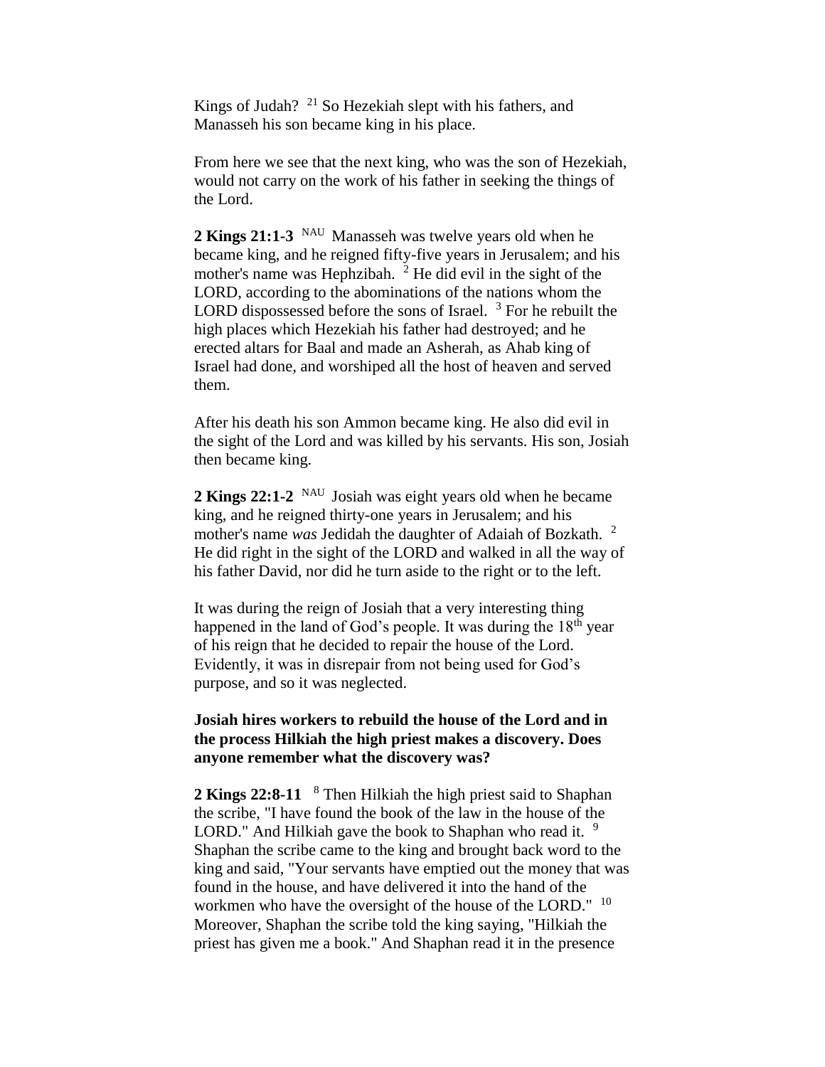Kings of Judah? [21] So Hezekiah slept with his fathers, and Manasseh his son became king in his place.

From here we see that the next king, who was the son of Hezekiah, would not carry on the work of his father in seeking the things of the Lord.

**2 Kings 21:1-3** [NAU] Manasseh was twelve years old when he became king, and he reigned fifty-five years in Jerusalem; and his mother's name was Hephzibah. [2] He did evil in the sight of the LORD, according to the abominations of the nations whom the LORD dispossessed before the sons of Israel. [3] For he rebuilt the high places which Hezekiah his father had destroyed; and he erected altars for Baal and made an Asherah, as Ahab king of Israel had done, and worshiped all the host of heaven and served them.

After his death his son Ammon became king. He also did evil in the sight of the Lord and was killed by his servants. His son, Josiah then became king.

**2 Kings 22:1-2** [NAU] Josiah was eight years old when he became king, and he reigned thirty-one years in Jerusalem; and his mother's name *was* Jedidah the daughter of Adaiah of Bozkath. [2] He did right in the sight of the LORD and walked in all the way of his father David, nor did he turn aside to the right or to the left.

It was during the reign of Josiah that a very interesting thing happened in the land of God's people. It was during the 18th year of his reign that he decided to repair the house of the Lord. Evidently, it was in disrepair from not being used for God's purpose, and so it was neglected.

**Josiah hires workers to rebuild the house of the Lord and in the process Hilkiah the high priest makes a discovery. Does anyone remember what the discovery was?**

**2 Kings 22:8-11** [8] Then Hilkiah the high priest said to Shaphan the scribe, "I have found the book of the law in the house of the LORD." And Hilkiah gave the book to Shaphan who read it. [9] Shaphan the scribe came to the king and brought back word to the king and said, "Your servants have emptied out the money that was found in the house, and have delivered it into the hand of the workmen who have the oversight of the house of the LORD." [10] Moreover, Shaphan the scribe told the king saying, "Hilkiah the priest has given me a book." And Shaphan read it in the presence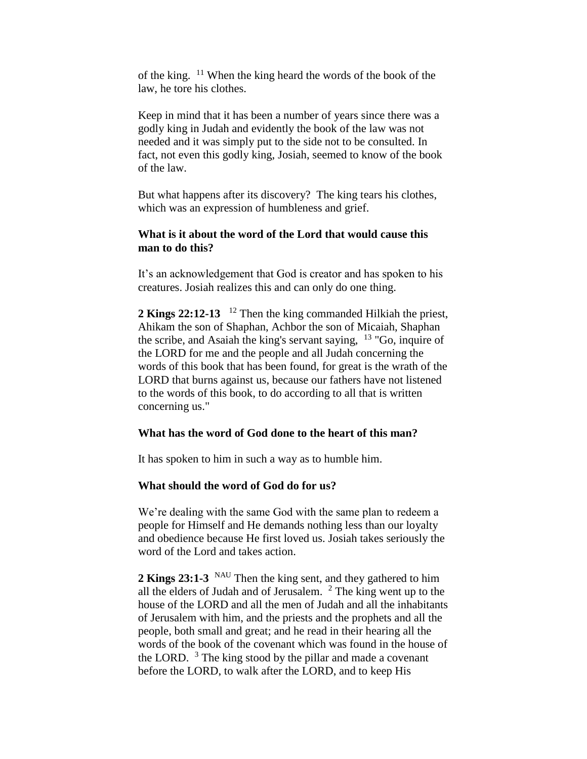of the king. [11] When the king heard the words of the book of the law, he tore his clothes.

Keep in mind that it has been a number of years since there was a godly king in Judah and evidently the book of the law was not needed and it was simply put to the side not to be consulted. In fact, not even this godly king, Josiah, seemed to know of the book of the law.

But what happens after its discovery? The king tears his clothes, which was an expression of humbleness and grief.

**What is it about the word of the Lord that would cause this man to do this?**

It's an acknowledgement that God is creator and has spoken to his creatures. Josiah realizes this and can only do one thing.

**2 Kings 22:12-13** [12] Then the king commanded Hilkiah the priest, Ahikam the son of Shaphan, Achbor the son of Micaiah, Shaphan the scribe, and Asaiah the king's servant saying, [13] "Go, inquire of the LORD for me and the people and all Judah concerning the words of this book that has been found, for great is the wrath of the LORD that burns against us, because our fathers have not listened to the words of this book, to do according to all that is written concerning us."

**What has the word of God done to the heart of this man?**

It has spoken to him in such a way as to humble him.

**What should the word of God do for us?**

We're dealing with the same God with the same plan to redeem a people for Himself and He demands nothing less than our loyalty and obedience because He first loved us. Josiah takes seriously the word of the Lord and takes action.

**2 Kings 23:1-3** [NAU] Then the king sent, and they gathered to him all the elders of Judah and of Jerusalem. [2] The king went up to the house of the LORD and all the men of Judah and all the inhabitants of Jerusalem with him, and the priests and the prophets and all the people, both small and great; and he read in their hearing all the words of the book of the covenant which was found in the house of the LORD. [3] The king stood by the pillar and made a covenant before the LORD, to walk after the LORD, and to keep His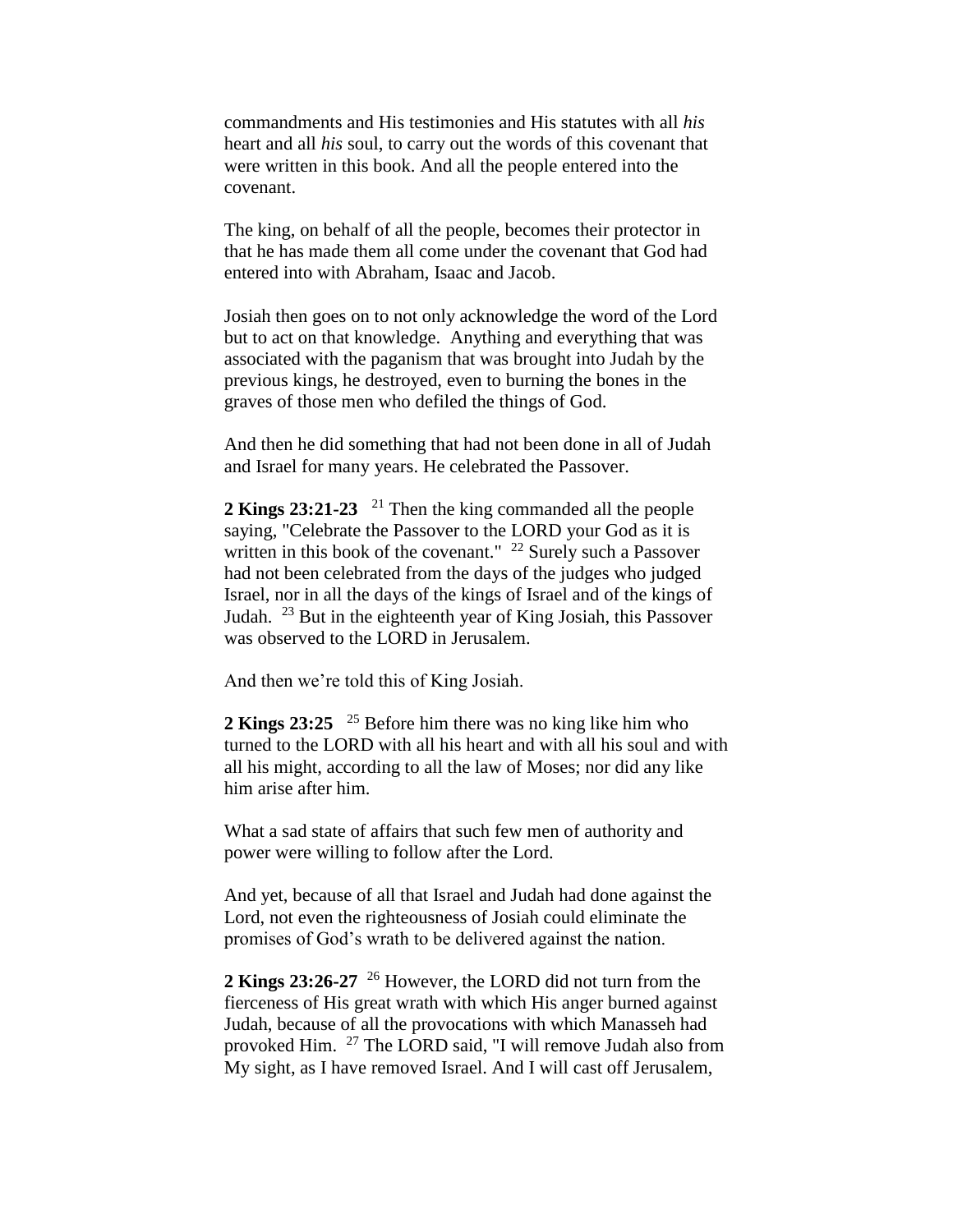commandments and His testimonies and His statutes with all *his* heart and all *his* soul, to carry out the words of this covenant that were written in this book. And all the people entered into the covenant.

The king, on behalf of all the people, becomes their protector in that he has made them all come under the covenant that God had entered into with Abraham, Isaac and Jacob.

Josiah then goes on to not only acknowledge the word of the Lord but to act on that knowledge. Anything and everything that was associated with the paganism that was brought into Judah by the previous kings, he destroyed, even to burning the bones in the graves of those men who defiled the things of God.

And then he did something that had not been done in all of Judah and Israel for many years. He celebrated the Passover.

**2 Kings 23:21-23** [21] Then the king commanded all the people saying, "Celebrate the Passover to the LORD your God as it is written in this book of the covenant." [22] Surely such a Passover had not been celebrated from the days of the judges who judged Israel, nor in all the days of the kings of Israel and of the kings of Judah. [23] But in the eighteenth year of King Josiah, this Passover was observed to the LORD in Jerusalem.

And then we're told this of King Josiah.

**2 Kings 23:25** [25] Before him there was no king like him who turned to the LORD with all his heart and with all his soul and with all his might, according to all the law of Moses; nor did any like him arise after him.

What a sad state of affairs that such few men of authority and power were willing to follow after the Lord.

And yet, because of all that Israel and Judah had done against the Lord, not even the righteousness of Josiah could eliminate the promises of God's wrath to be delivered against the nation.

**2 Kings 23:26-27** [26] However, the LORD did not turn from the fierceness of His great wrath with which His anger burned against Judah, because of all the provocations with which Manasseh had provoked Him. [27] The LORD said, "I will remove Judah also from My sight, as I have removed Israel. And I will cast off Jerusalem,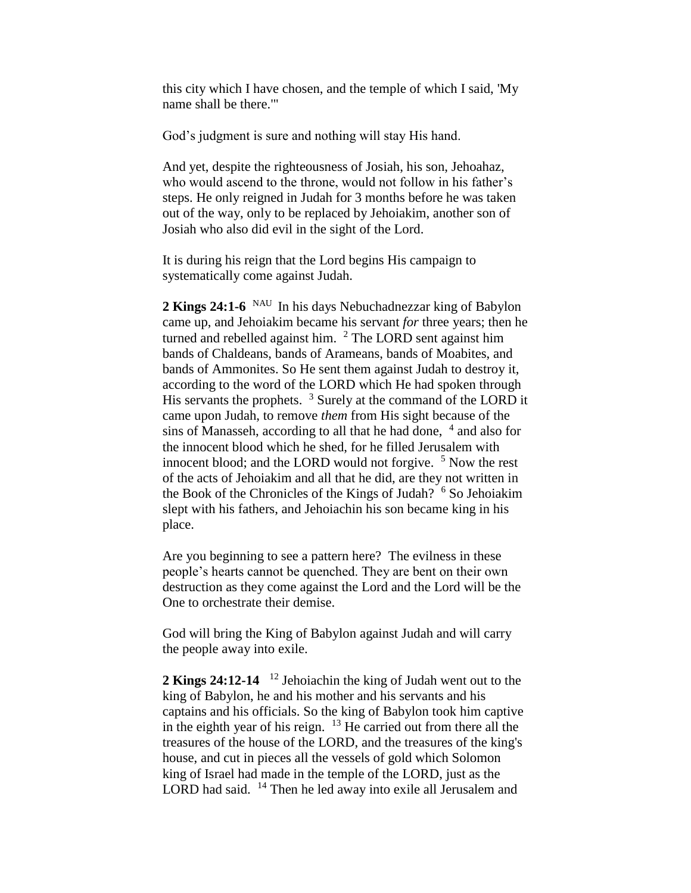this city which I have chosen, and the temple of which I said, 'My name shall be there.'"

God's judgment is sure and nothing will stay His hand.

And yet, despite the righteousness of Josiah, his son, Jehoahaz, who would ascend to the throne, would not follow in his father's steps. He only reigned in Judah for 3 months before he was taken out of the way, only to be replaced by Jehoiakim, another son of Josiah who also did evil in the sight of the Lord.

It is during his reign that the Lord begins His campaign to systematically come against Judah.

**2 Kings 24:1-6** NAU In his days Nebuchadnezzar king of Babylon came up, and Jehoiakim became his servant *for* three years; then he turned and rebelled against him. [2] The LORD sent against him bands of Chaldeans, bands of Arameans, bands of Moabites, and bands of Ammonites. So He sent them against Judah to destroy it, according to the word of the LORD which He had spoken through His servants the prophets. [3] Surely at the command of the LORD it came upon Judah, to remove *them* from His sight because of the sins of Manasseh, according to all that he had done, [4] and also for the innocent blood which he shed, for he filled Jerusalem with innocent blood; and the LORD would not forgive. [5] Now the rest of the acts of Jehoiakim and all that he did, are they not written in the Book of the Chronicles of the Kings of Judah? [6] So Jehoiakim slept with his fathers, and Jehoiachin his son became king in his place.

Are you beginning to see a pattern here? The evilness in these people's hearts cannot be quenched. They are bent on their own destruction as they come against the Lord and the Lord will be the One to orchestrate their demise.

God will bring the King of Babylon against Judah and will carry the people away into exile.

**2 Kings 24:12-14** [12] Jehoiachin the king of Judah went out to the king of Babylon, he and his mother and his servants and his captains and his officials. So the king of Babylon took him captive in the eighth year of his reign. [13] He carried out from there all the treasures of the house of the LORD, and the treasures of the king's house, and cut in pieces all the vessels of gold which Solomon king of Israel had made in the temple of the LORD, just as the LORD had said. [14] Then he led away into exile all Jerusalem and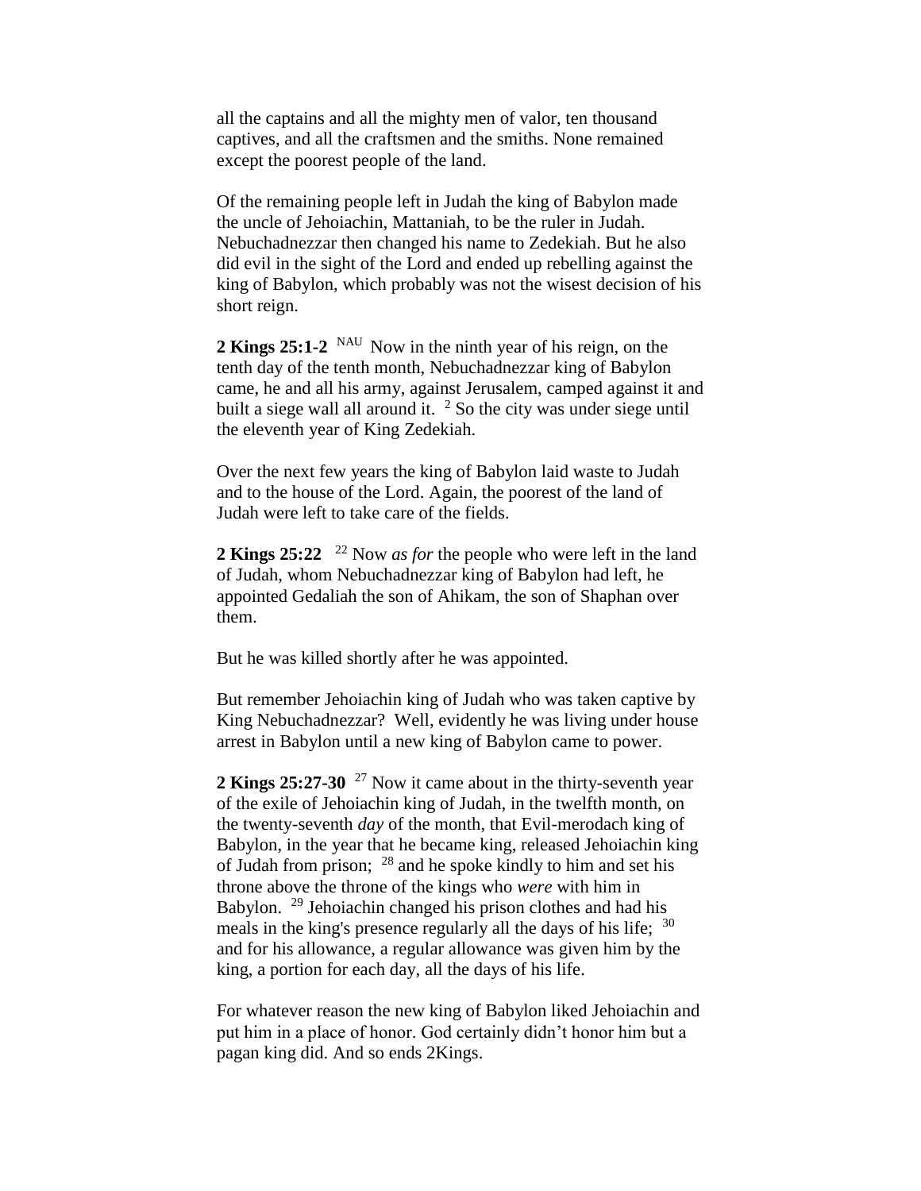all the captains and all the mighty men of valor, ten thousand captives, and all the craftsmen and the smiths. None remained except the poorest people of the land.

Of the remaining people left in Judah the king of Babylon made the uncle of Jehoiachin, Mattaniah, to be the ruler in Judah. Nebuchadnezzar then changed his name to Zedekiah. But he also did evil in the sight of the Lord and ended up rebelling against the king of Babylon, which probably was not the wisest decision of his short reign.

**2 Kings 25:1-2** NAU Now in the ninth year of his reign, on the tenth day of the tenth month, Nebuchadnezzar king of Babylon came, he and all his army, against Jerusalem, camped against it and built a siege wall all around it. [2] So the city was under siege until the eleventh year of King Zedekiah.

Over the next few years the king of Babylon laid waste to Judah and to the house of the Lord. Again, the poorest of the land of Judah were left to take care of the fields.

**2 Kings 25:22** [22] Now *as for* the people who were left in the land of Judah, whom Nebuchadnezzar king of Babylon had left, he appointed Gedaliah the son of Ahikam, the son of Shaphan over them.

But he was killed shortly after he was appointed.

But remember Jehoiachin king of Judah who was taken captive by King Nebuchadnezzar? Well, evidently he was living under house arrest in Babylon until a new king of Babylon came to power.

**2 Kings 25:27-30** [27] Now it came about in the thirty-seventh year of the exile of Jehoiachin king of Judah, in the twelfth month, on the twenty-seventh *day* of the month, that Evil-merodach king of Babylon, in the year that he became king, released Jehoiachin king of Judah from prison; [28] and he spoke kindly to him and set his throne above the throne of the kings who *were* with him in Babylon. [29] Jehoiachin changed his prison clothes and had his meals in the king's presence regularly all the days of his life; [30] and for his allowance, a regular allowance was given him by the king, a portion for each day, all the days of his life.

For whatever reason the new king of Babylon liked Jehoiachin and put him in a place of honor. God certainly didn't honor him but a pagan king did. And so ends 2Kings.